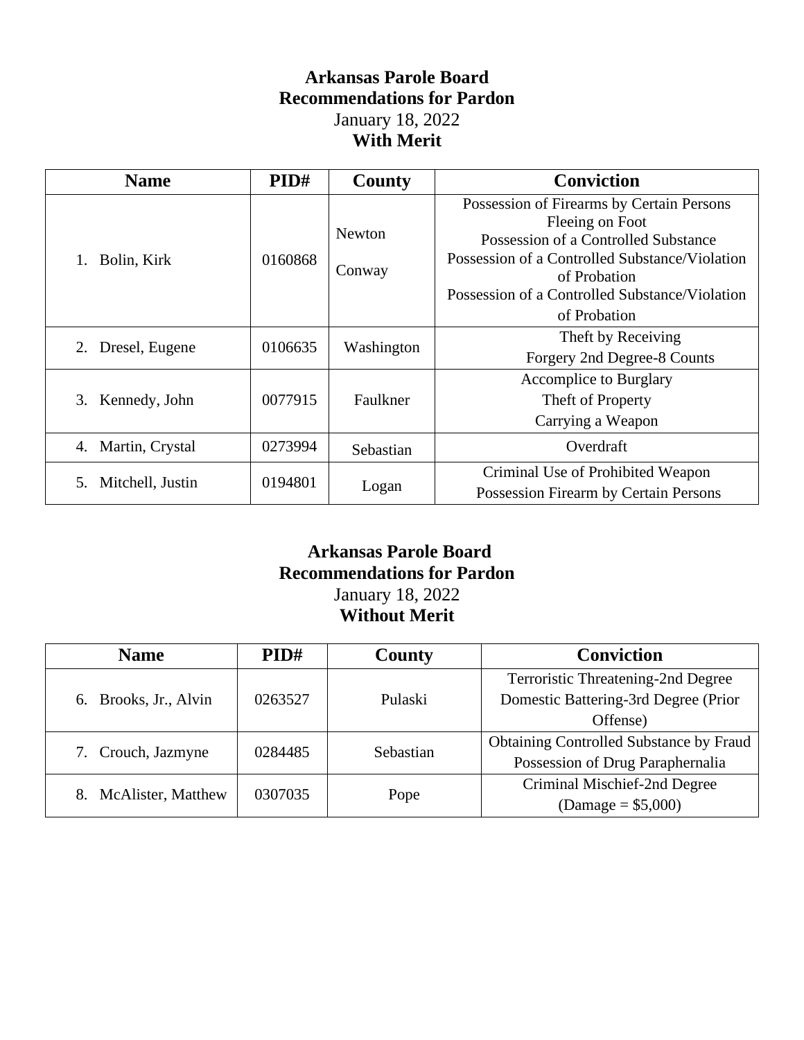# Arkansas Parole Board
## Recommendations for Pardon
January 18, 2022
**With Merit**

| Name | PID# | County | Conviction |
|---|---|---|---|
| 1. Bolin, Kirk | 0160868 | Newton<br>Conway | Possession of Firearms by Certain Persons<br>Fleeing on Foot<br>Possession of a Controlled Substance<br>Possession of a Controlled Substance/Violation of Probation<br>Possession of a Controlled Substance/Violation of Probation |
| 2. Dresel, Eugene | 0106635 | Washington | Theft by Receiving<br>Forgery 2nd Degree-8 Counts |
| 3. Kennedy, John | 0077915 | Faulkner | Accomplice to Burglary<br>Theft of Property<br>Carrying a Weapon |
| 4. Martin, Crystal | 0273994 | Sebastian | Overdraft |
| 5. Mitchell, Justin | 0194801 | Logan | Criminal Use of Prohibited Weapon<br>Possession Firearm by Certain Persons |

# Arkansas Parole Board
## Recommendations for Pardon
January 18, 2022
**Without Merit**

| Name | PID# | County | Conviction |
|---|---|---|---|
| 6. Brooks, Jr., Alvin | 0263527 | Pulaski | Terroristic Threatening-2nd Degree<br>Domestic Battering-3rd Degree (Prior Offense) |
| 7. Crouch, Jazmyne | 0284485 | Sebastian | Obtaining Controlled Substance by Fraud<br>Possession of Drug Paraphernalia |
| 8. McAlister, Matthew | 0307035 | Pope | Criminal Mischief-2nd Degree<br>(Damage = $5,000) |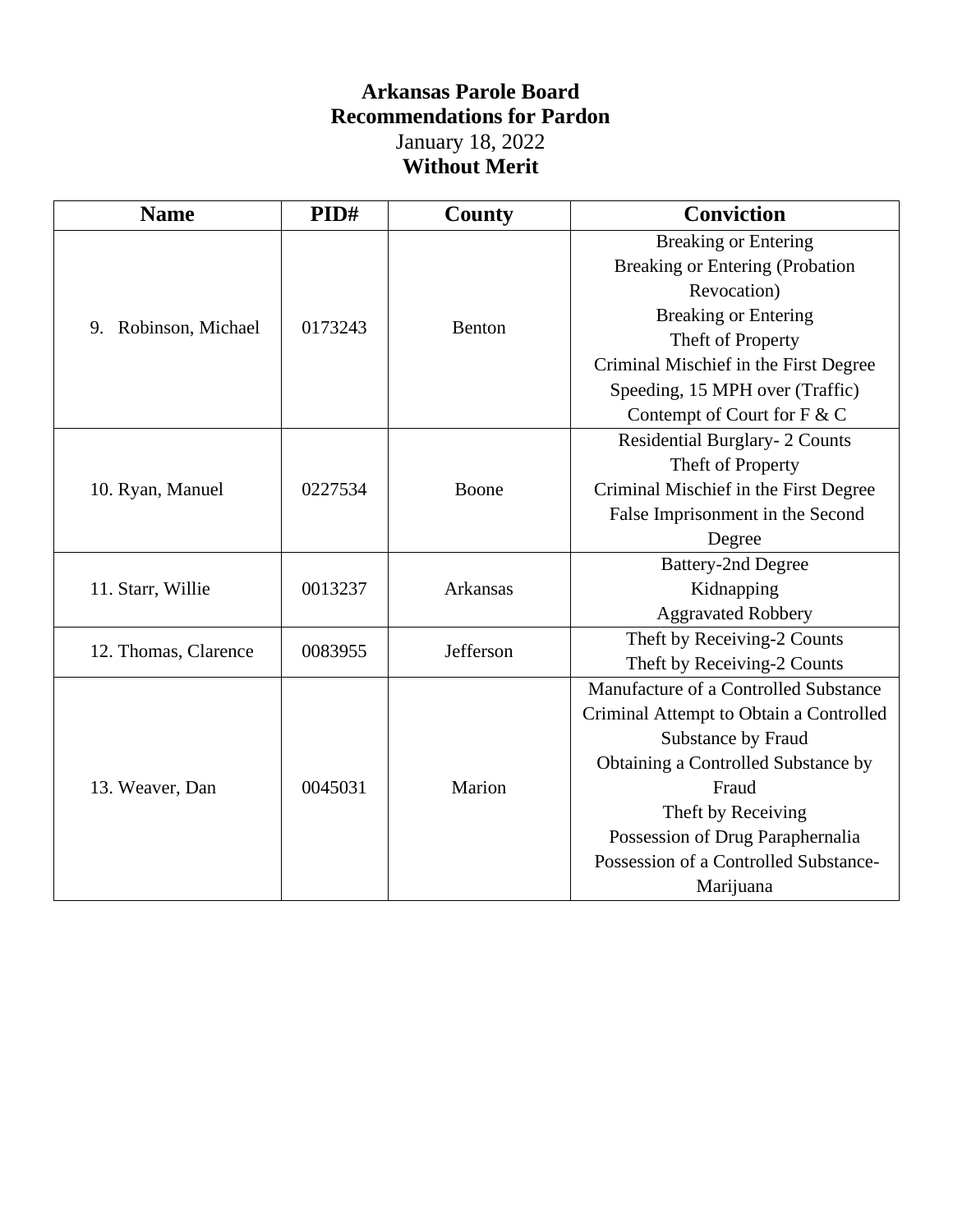# Arkansas Parole Board

## Recommendations for Pardon

January 18, 2022

**Without Merit**

| Name | PID# | County | Conviction |
|---|---|---|---|
| 9. Robinson, Michael | 0173243 | Benton | Breaking or Entering<br>Breaking or Entering (Probation Revocation)<br>Breaking or Entering<br>Theft of Property<br>Criminal Mischief in the First Degree<br>Speeding, 15 MPH over (Traffic)<br>Contempt of Court for F & C |
| 10. Ryan, Manuel | 0227534 | Boone | Residential Burglary- 2 Counts<br>Theft of Property<br>Criminal Mischief in the First Degree<br>False Imprisonment in the Second Degree |
| 11. Starr, Willie | 0013237 | Arkansas | Battery-2nd Degree<br>Kidnapping<br>Aggravated Robbery |
| 12. Thomas, Clarence | 0083955 | Jefferson | Theft by Receiving-2 Counts<br>Theft by Receiving-2 Counts |
| 13. Weaver, Dan | 0045031 | Marion | Manufacture of a Controlled Substance<br>Criminal Attempt to Obtain a Controlled Substance by Fraud<br>Obtaining a Controlled Substance by Fraud<br>Theft by Receiving<br>Possession of Drug Paraphernalia<br>Possession of a Controlled Substance-Marijuana |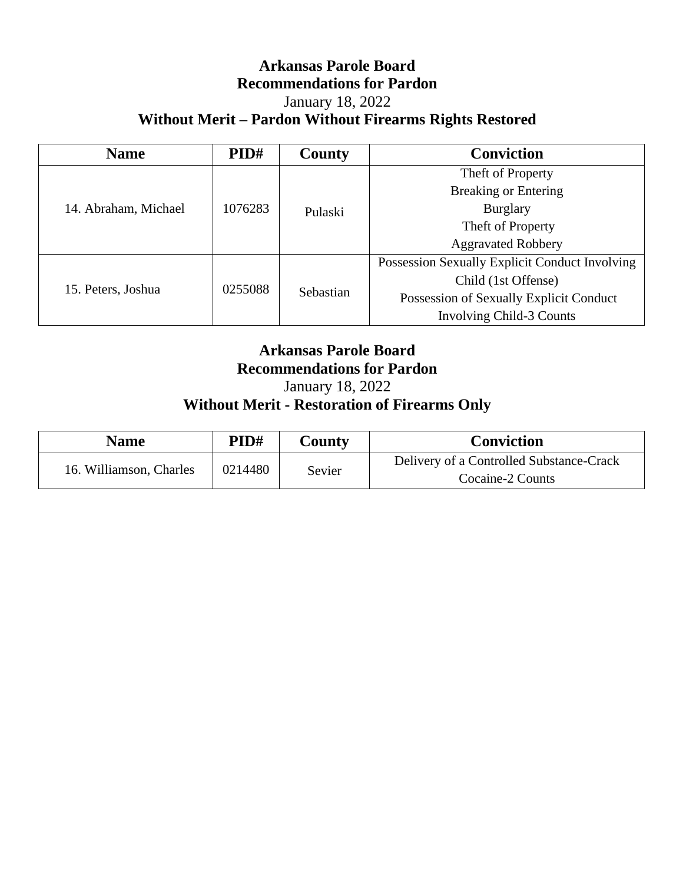**Arkansas Parole Board**
**Recommendations for Pardon**
January 18, 2022
**Without Merit – Pardon Without Firearms Rights Restored**

| Name | PID# | County | Conviction |
|---|---|---|---|
| 14. Abraham, Michael | 1076283 | Pulaski | Theft of Property<br>Breaking or Entering<br>Burglary<br>Theft of Property<br>Aggravated Robbery |
| 15. Peters, Joshua | 0255088 | Sebastian | Possession Sexually Explicit Conduct Involving Child (1st Offense)<br>Possession of Sexually Explicit Conduct Involving Child-3 Counts |

**Arkansas Parole Board**
**Recommendations for Pardon**
January 18, 2022
**Without Merit - Restoration of Firearms Only**

| Name | PID# | County | Conviction |
|---|---|---|---|
| 16. Williamson, Charles | 0214480 | Sevier | Delivery of a Controlled Substance-Crack Cocaine-2 Counts |